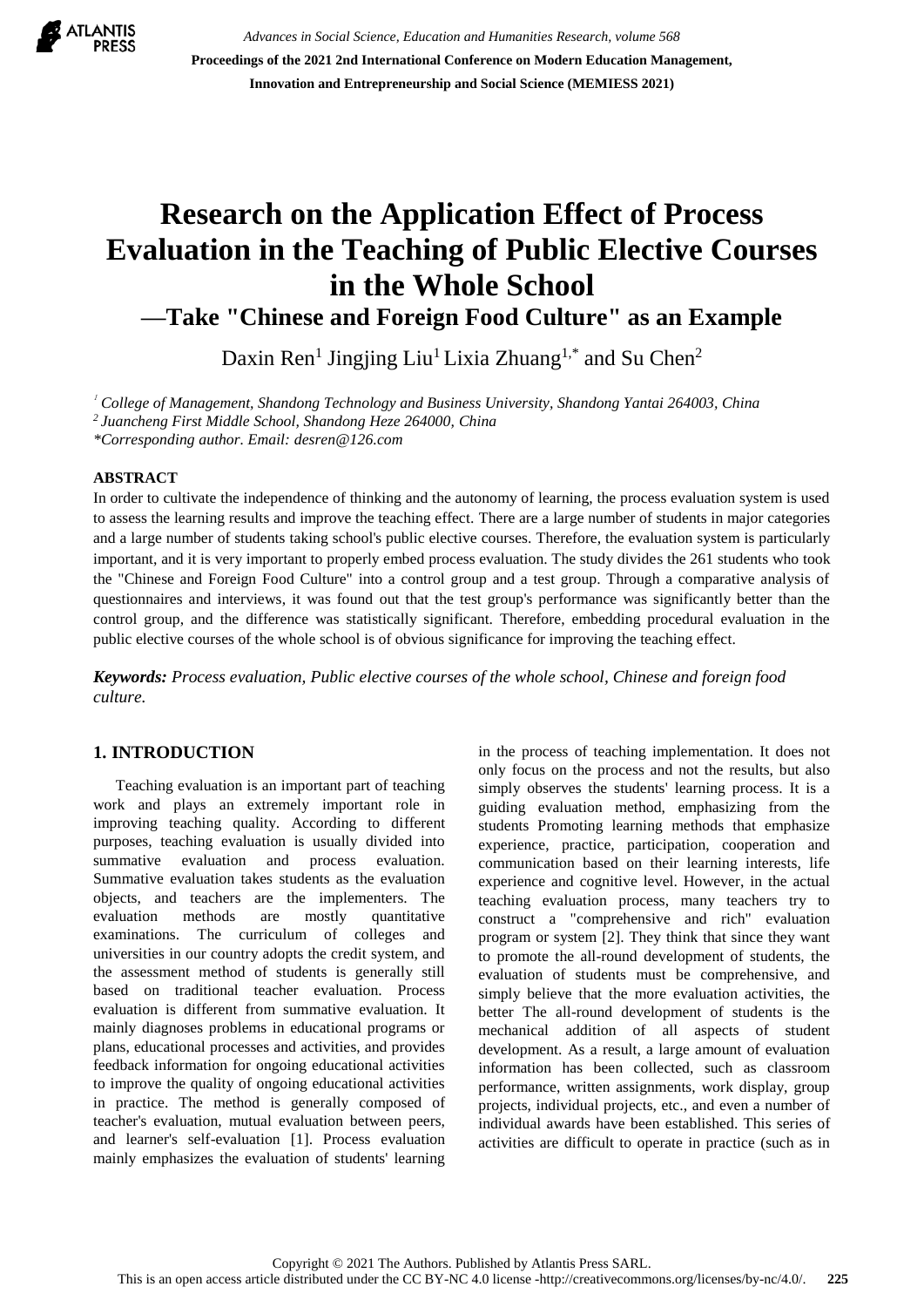# Research on the Application Effect of Process Evaluation in the Teaching of Public Elective Courses in the Whole School

## —Take "Chinese and Foreign Food Culture" as an Example

Daxin Ren[1] Jingjing Liu[1] Lixia Zhuang[1,*] and Su Chen[2]

[1] *College of Management, Shandong Technology and Business University, Shandong Yantai 264003, China*
[2] *Juancheng First Middle School, Shandong Heze 264000, China*
*\*Corresponding author. Email: desren@126.com*

**ABSTRACT**

In order to cultivate the independence of thinking and the autonomy of learning, the process evaluation system is used to assess the learning results and improve the teaching effect. There are a large number of students in major categories and a large number of students taking school's public elective courses. Therefore, the evaluation system is particularly important, and it is very important to properly embed process evaluation. The study divides the 261 students who took the "Chinese and Foreign Food Culture" into a control group and a test group. Through a comparative analysis of questionnaires and interviews, it was found out that the test group's performance was significantly better than the control group, and the difference was statistically significant. Therefore, embedding procedural evaluation in the public elective courses of the whole school is of obvious significance for improving the teaching effect.

***Keywords:*** *Process evaluation, Public elective courses of the whole school, Chinese and foreign food culture.*

## 1. INTRODUCTION

Teaching evaluation is an important part of teaching work and plays an extremely important role in improving teaching quality. According to different purposes, teaching evaluation is usually divided into summative evaluation and process evaluation. Summative evaluation takes students as the evaluation objects, and teachers are the implementers. The evaluation methods are mostly quantitative examinations. The curriculum of colleges and universities in our country adopts the credit system, and the assessment method of students is generally still based on traditional teacher evaluation. Process evaluation is different from summative evaluation. It mainly diagnoses problems in educational programs or plans, educational processes and activities, and provides feedback information for ongoing educational activities to improve the quality of ongoing educational activities in practice. The method is generally composed of teacher's evaluation, mutual evaluation between peers, and learner's self-evaluation [1]. Process evaluation mainly emphasizes the evaluation of students' learning in the process of teaching implementation. It does not only focus on the process and not the results, but also simply observes the students' learning process. It is a guiding evaluation method, emphasizing from the students Promoting learning methods that emphasize experience, practice, participation, cooperation and communication based on their learning interests, life experience and cognitive level. However, in the actual teaching evaluation process, many teachers try to construct a "comprehensive and rich" evaluation program or system [2]. They think that since they want to promote the all-round development of students, the evaluation of students must be comprehensive, and simply believe that the more evaluation activities, the better The all-round development of students is the mechanical addition of all aspects of student development. As a result, a large amount of evaluation information has been collected, such as classroom performance, written assignments, work display, group projects, individual projects, etc., and even a number of individual awards have been established. This series of activities are difficult to operate in practice (such as in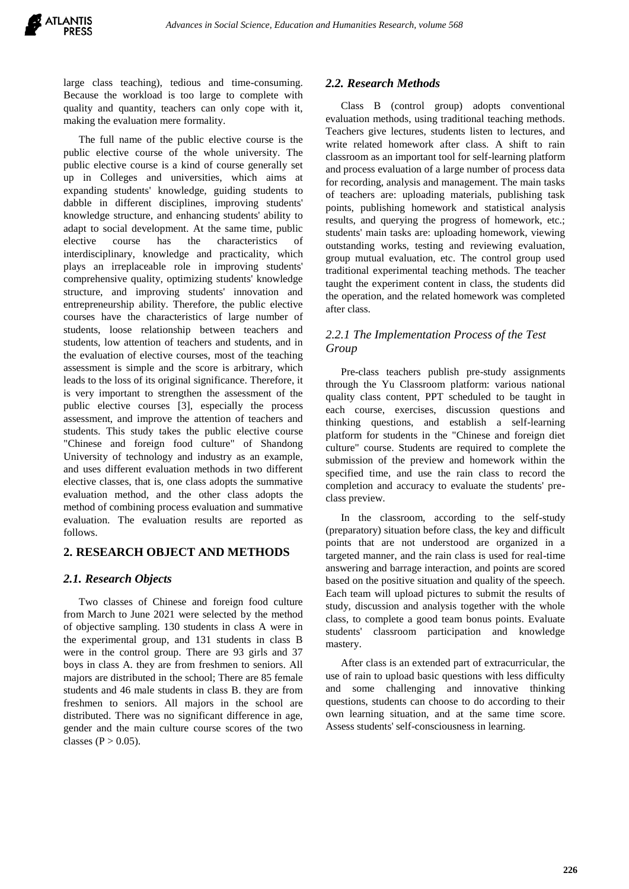large class teaching), tedious and time-consuming. Because the workload is too large to complete with quality and quantity, teachers can only cope with it, making the evaluation mere formality.

The full name of the public elective course is the public elective course of the whole university. The public elective course is a kind of course generally set up in Colleges and universities, which aims at expanding students' knowledge, guiding students to dabble in different disciplines, improving students' knowledge structure, and enhancing students' ability to adapt to social development. At the same time, public elective course has the characteristics of interdisciplinary, knowledge and practicality, which plays an irreplaceable role in improving students' comprehensive quality, optimizing students' knowledge structure, and improving students' innovation and entrepreneurship ability. Therefore, the public elective courses have the characteristics of large number of students, loose relationship between teachers and students, low attention of teachers and students, and in the evaluation of elective courses, most of the teaching assessment is simple and the score is arbitrary, which leads to the loss of its original significance. Therefore, it is very important to strengthen the assessment of the public elective courses [3], especially the process assessment, and improve the attention of teachers and students. This study takes the public elective course "Chinese and foreign food culture" of Shandong University of technology and industry as an example, and uses different evaluation methods in two different elective classes, that is, one class adopts the summative evaluation method, and the other class adopts the method of combining process evaluation and summative evaluation. The evaluation results are reported as follows.

## 2. RESEARCH OBJECT AND METHODS

### *2.1. Research Objects*

Two classes of Chinese and foreign food culture from March to June 2021 were selected by the method of objective sampling. 130 students in class A were in the experimental group, and 131 students in class B were in the control group. There are 93 girls and 37 boys in class A. they are from freshmen to seniors. All majors are distributed in the school; There are 85 female students and 46 male students in class B. they are from freshmen to seniors. All majors in the school are distributed. There was no significant difference in age, gender and the main culture course scores of the two classes ($P > 0.05$).

### *2.2. Research Methods*

Class B (control group) adopts conventional evaluation methods, using traditional teaching methods. Teachers give lectures, students listen to lectures, and write related homework after class. A shift to rain classroom as an important tool for self-learning platform and process evaluation of a large number of process data for recording, analysis and management. The main tasks of teachers are: uploading materials, publishing task points, publishing homework and statistical analysis results, and querying the progress of homework, etc.; students' main tasks are: uploading homework, viewing outstanding works, testing and reviewing evaluation, group mutual evaluation, etc. The control group used traditional experimental teaching methods. The teacher taught the experiment content in class, the students did the operation, and the related homework was completed after class.

#### *2.2.1 The Implementation Process of the Test Group*

Pre-class teachers publish pre-study assignments through the Yu Classroom platform: various national quality class content, PPT scheduled to be taught in each course, exercises, discussion questions and thinking questions, and establish a self-learning platform for students in the "Chinese and foreign diet culture" course. Students are required to complete the submission of the preview and homework within the specified time, and use the rain class to record the completion and accuracy to evaluate the students' pre-class preview.

In the classroom, according to the self-study (preparatory) situation before class, the key and difficult points that are not understood are organized in a targeted manner, and the rain class is used for real-time answering and barrage interaction, and points are scored based on the positive situation and quality of the speech. Each team will upload pictures to submit the results of study, discussion and analysis together with the whole class, to complete a good team bonus points. Evaluate students' classroom participation and knowledge mastery.

After class is an extended part of extracurricular, the use of rain to upload basic questions with less difficulty and some challenging and innovative thinking questions, students can choose to do according to their own learning situation, and at the same time score. Assess students' self-consciousness in learning.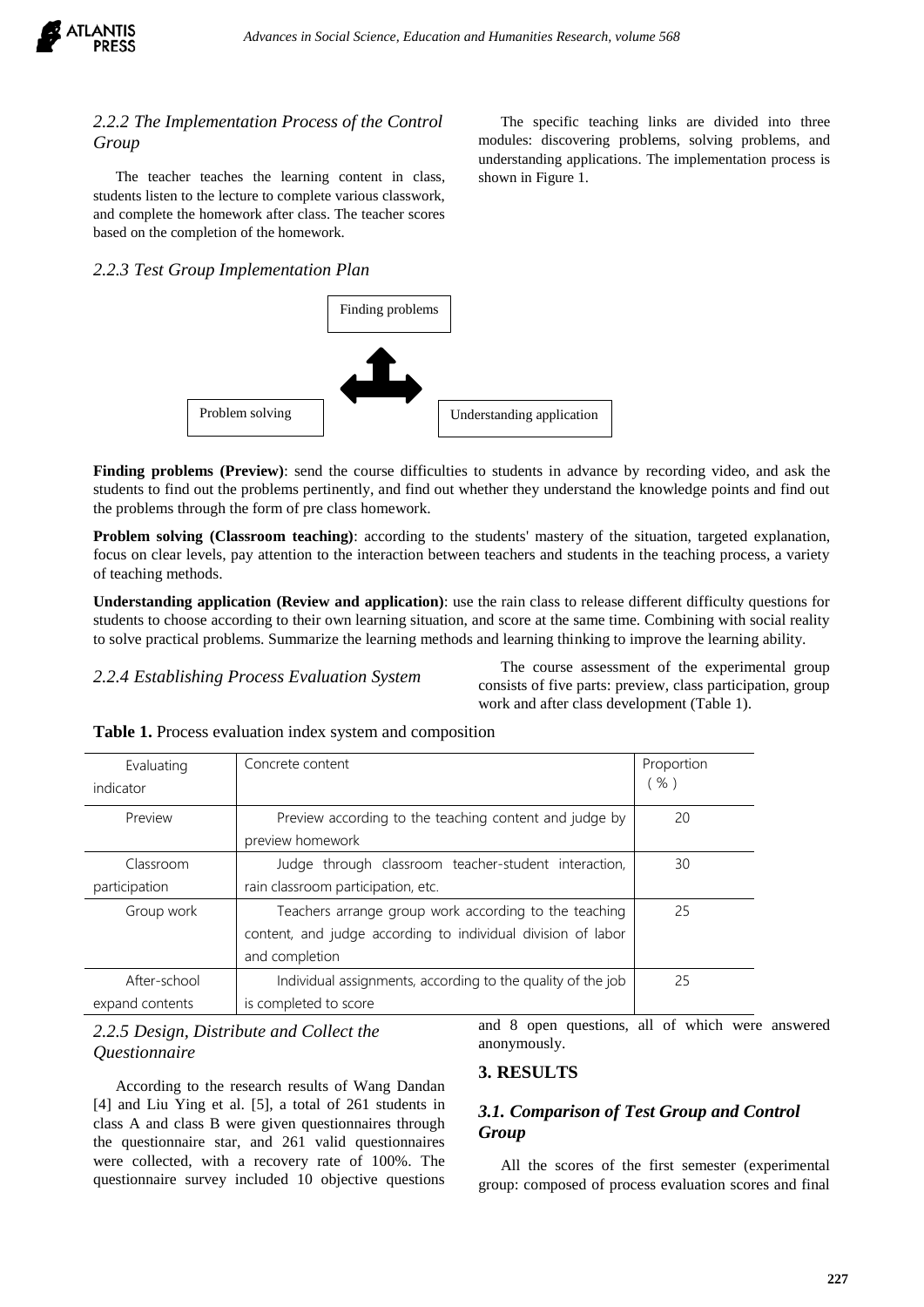### 2.2.2 The Implementation Process of the Control Group

The teacher teaches the learning content in class, students listen to the lecture to complete various classwork, and complete the homework after class. The teacher scores based on the completion of the homework.

### 2.2.3 Test Group Implementation Plan

The specific teaching links are divided into three modules: discovering problems, solving problems, and understanding applications. The implementation process is shown in Figure 1.

Finding problems

Problem solving

Understanding application

**Finding problems (Preview)**: send the course difficulties to students in advance by recording video, and ask the students to find out the problems pertinently, and find out whether they understand the knowledge points and find out the problems through the form of pre class homework.

**Problem solving (Classroom teaching)**: according to the students' mastery of the situation, targeted explanation, focus on clear levels, pay attention to the interaction between teachers and students in the teaching process, a variety of teaching methods.

**Understanding application (Review and application)**: use the rain class to release different difficulty questions for students to choose according to their own learning situation, and score at the same time. Combining with social reality to solve practical problems. Summarize the learning methods and learning thinking to improve the learning ability.

### 2.2.4 Establishing Process Evaluation System

The course assessment of the experimental group consists of five parts: preview, class participation, group work and after class development (Table 1).

**Table 1.** Process evaluation index system and composition

| Evaluating indicator | Concrete content | Proportion (%) |
|---|---|---|
| Preview | Preview according to the teaching content and judge by preview homework | 20 |
| Classroom participation | Judge through classroom teacher-student interaction, rain classroom participation, etc. | 30 |
| Group work | Teachers arrange group work according to the teaching content, and judge according to individual division of labor and completion | 25 |
| After-school expand contents | Individual assignments, according to the quality of the job is completed to score | 25 |

### 2.2.5 Design, Distribute and Collect the Questionnaire

According to the research results of Wang Dandan [4] and Liu Ying et al. [5], a total of 261 students in class A and class B were given questionnaires through the questionnaire star, and 261 valid questionnaires were collected, with a recovery rate of 100%. The questionnaire survey included 10 objective questions and 8 open questions, all of which were answered anonymously.

## 3. RESULTS

### 3.1. Comparison of Test Group and Control Group

All the scores of the first semester (experimental group: composed of process evaluation scores and final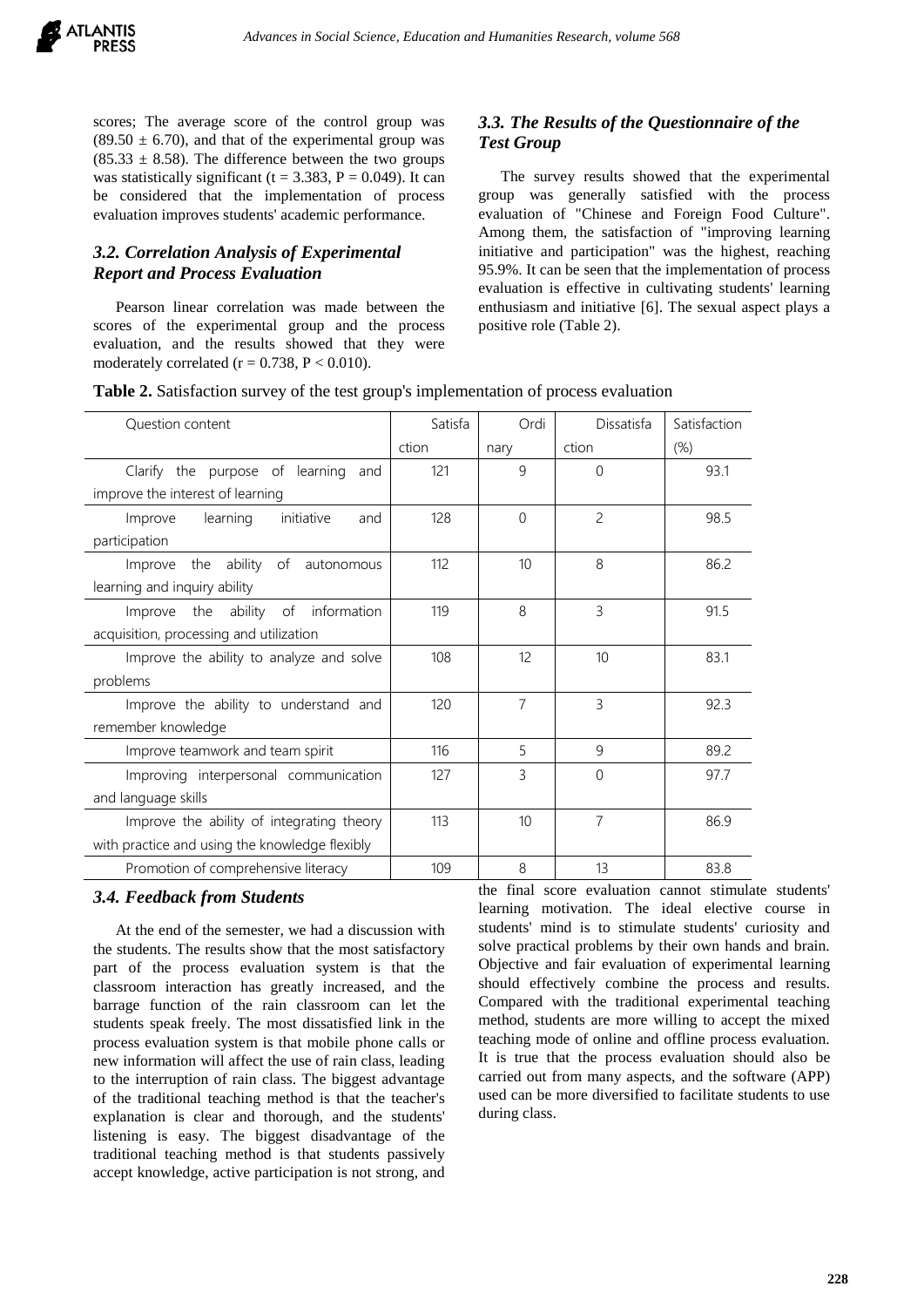scores; The average score of the control group was ($89.50 \pm 6.70$), and that of the experimental group was ($85.33 \pm 8.58$). The difference between the two groups was statistically significant ($t = 3.383$, $P = 0.049$). It can be considered that the implementation of process evaluation improves students' academic performance.

### 3.2. Correlation Analysis of Experimental Report and Process Evaluation

Pearson linear correlation was made between the scores of the experimental group and the process evaluation, and the results showed that they were moderately correlated ($r = 0.738$, $P < 0.010$).

### 3.3. The Results of the Questionnaire of the Test Group

The survey results showed that the experimental group was generally satisfied with the process evaluation of "Chinese and Foreign Food Culture". Among them, the satisfaction of "improving learning initiative and participation" was the highest, reaching 95.9%. It can be seen that the implementation of process evaluation is effective in cultivating students' learning enthusiasm and initiative [6]. The sexual aspect plays a positive role (Table 2).

**Table 2.** Satisfaction survey of the test group's implementation of process evaluation

| Question content | Satisfaction | Ordinary | Dissatisfaction | Satisfaction (%) |
|---|---|---|---|---|
| Clarify the purpose of learning and improve the interest of learning | 121 | 9 | 0 | 93.1 |
| Improve learning initiative and participation | 128 | 0 | 2 | 98.5 |
| Improve the ability of autonomous learning and inquiry ability | 112 | 10 | 8 | 86.2 |
| Improve the ability of information acquisition, processing and utilization | 119 | 8 | 3 | 91.5 |
| Improve the ability to analyze and solve problems | 108 | 12 | 10 | 83.1 |
| Improve the ability to understand and remember knowledge | 120 | 7 | 3 | 92.3 |
| Improve teamwork and team spirit | 116 | 5 | 9 | 89.2 |
| Improving interpersonal communication and language skills | 127 | 3 | 0 | 97.7 |
| Improve the ability of integrating theory with practice and using the knowledge flexibly | 113 | 10 | 7 | 86.9 |
| Promotion of comprehensive literacy | 109 | 8 | 13 | 83.8 |

### 3.4. Feedback from Students

At the end of the semester, we had a discussion with the students. The results show that the most satisfactory part of the process evaluation system is that the classroom interaction has greatly increased, and the barrage function of the rain classroom can let the students speak freely. The most dissatisfied link in the process evaluation system is that mobile phone calls or new information will affect the use of rain class, leading to the interruption of rain class. The biggest advantage of the traditional teaching method is that the teacher's explanation is clear and thorough, and the students' listening is easy. The biggest disadvantage of the traditional teaching method is that students passively accept knowledge, active participation is not strong, and the final score evaluation cannot stimulate students' learning motivation. The ideal elective course in students' mind is to stimulate students' curiosity and solve practical problems by their own hands and brain. Objective and fair evaluation of experimental learning should effectively combine the process and results. Compared with the traditional experimental teaching method, students are more willing to accept the mixed teaching mode of online and offline process evaluation. It is true that the process evaluation should also be carried out from many aspects, and the software (APP) used can be more diversified to facilitate students to use during class.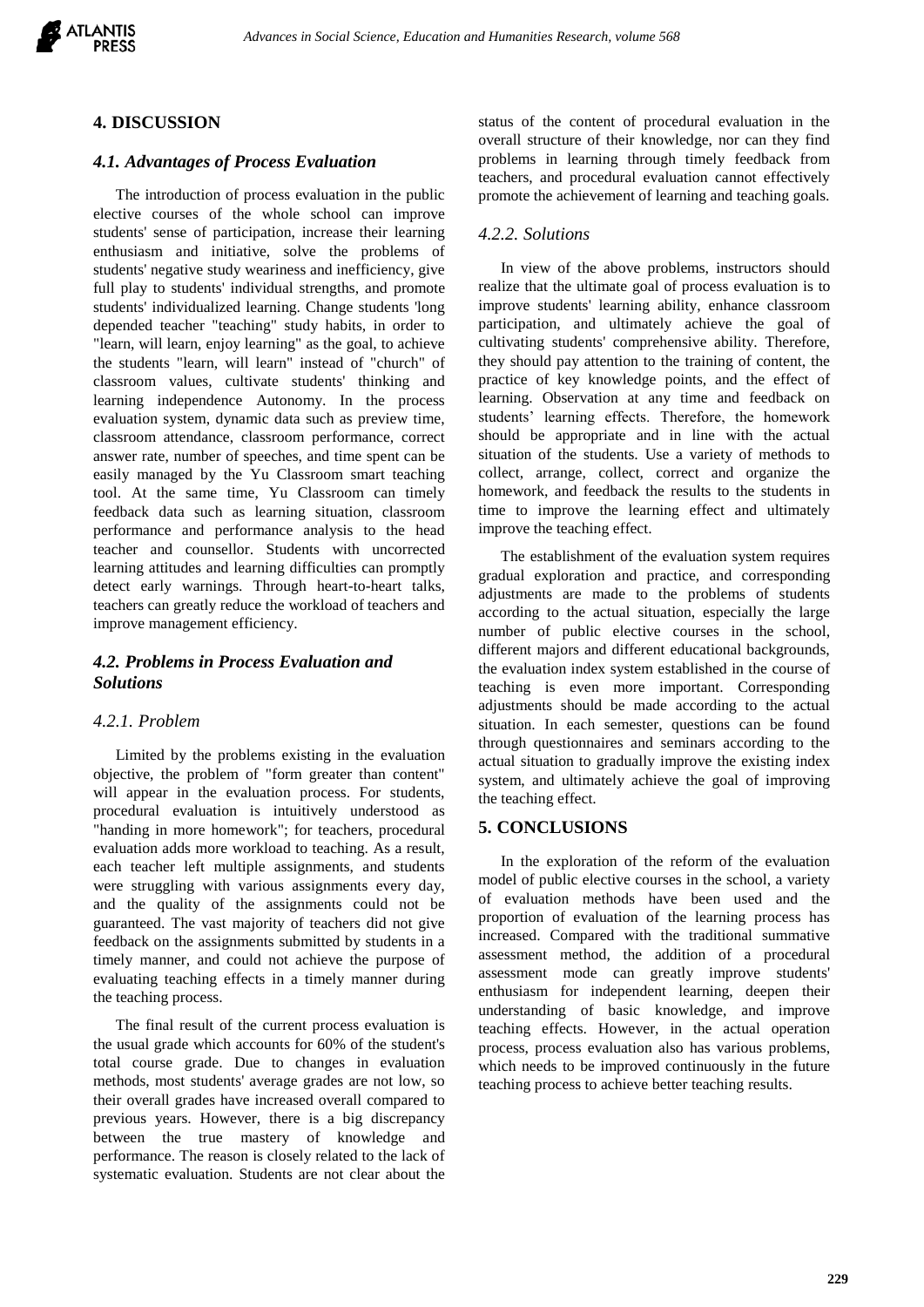## 4. DISCUSSION

### *4.1. Advantages of Process Evaluation*

The introduction of process evaluation in the public elective courses of the whole school can improve students' sense of participation, increase their learning enthusiasm and initiative, solve the problems of students' negative study weariness and inefficiency, give full play to students' individual strengths, and promote students' individualized learning. Change students 'long depended teacher "teaching" study habits, in order to "learn, will learn, enjoy learning" as the goal, to achieve the students "learn, will learn" instead of "church" of classroom values, cultivate students' thinking and learning independence Autonomy. In the process evaluation system, dynamic data such as preview time, classroom attendance, classroom performance, correct answer rate, number of speeches, and time spent can be easily managed by the Yu Classroom smart teaching tool. At the same time, Yu Classroom can timely feedback data such as learning situation, classroom performance and performance analysis to the head teacher and counsellor. Students with uncorrected learning attitudes and learning difficulties can promptly detect early warnings. Through heart-to-heart talks, teachers can greatly reduce the workload of teachers and improve management efficiency.

### *4.2. Problems in Process Evaluation and Solutions*

#### *4.2.1. Problem*

Limited by the problems existing in the evaluation objective, the problem of "form greater than content" will appear in the evaluation process. For students, procedural evaluation is intuitively understood as "handing in more homework"; for teachers, procedural evaluation adds more workload to teaching. As a result, each teacher left multiple assignments, and students were struggling with various assignments every day, and the quality of the assignments could not be guaranteed. The vast majority of teachers did not give feedback on the assignments submitted by students in a timely manner, and could not achieve the purpose of evaluating teaching effects in a timely manner during the teaching process.

The final result of the current process evaluation is the usual grade which accounts for 60% of the student's total course grade. Due to changes in evaluation methods, most students' average grades are not low, so their overall grades have increased overall compared to previous years. However, there is a big discrepancy between the true mastery of knowledge and performance. The reason is closely related to the lack of systematic evaluation. Students are not clear about the status of the content of procedural evaluation in the overall structure of their knowledge, nor can they find problems in learning through timely feedback from teachers, and procedural evaluation cannot effectively promote the achievement of learning and teaching goals.

#### *4.2.2. Solutions*

In view of the above problems, instructors should realize that the ultimate goal of process evaluation is to improve students' learning ability, enhance classroom participation, and ultimately achieve the goal of cultivating students' comprehensive ability. Therefore, they should pay attention to the training of content, the practice of key knowledge points, and the effect of learning. Observation at any time and feedback on students' learning effects. Therefore, the homework should be appropriate and in line with the actual situation of the students. Use a variety of methods to collect, arrange, collect, correct and organize the homework, and feedback the results to the students in time to improve the learning effect and ultimately improve the teaching effect.

The establishment of the evaluation system requires gradual exploration and practice, and corresponding adjustments are made to the problems of students according to the actual situation, especially the large number of public elective courses in the school, different majors and different educational backgrounds, the evaluation index system established in the course of teaching is even more important. Corresponding adjustments should be made according to the actual situation. In each semester, questions can be found through questionnaires and seminars according to the actual situation to gradually improve the existing index system, and ultimately achieve the goal of improving the teaching effect.

## 5. CONCLUSIONS

In the exploration of the reform of the evaluation model of public elective courses in the school, a variety of evaluation methods have been used and the proportion of evaluation of the learning process has increased. Compared with the traditional summative assessment method, the addition of a procedural assessment mode can greatly improve students' enthusiasm for independent learning, deepen their understanding of basic knowledge, and improve teaching effects. However, in the actual operation process, process evaluation also has various problems, which needs to be improved continuously in the future teaching process to achieve better teaching results.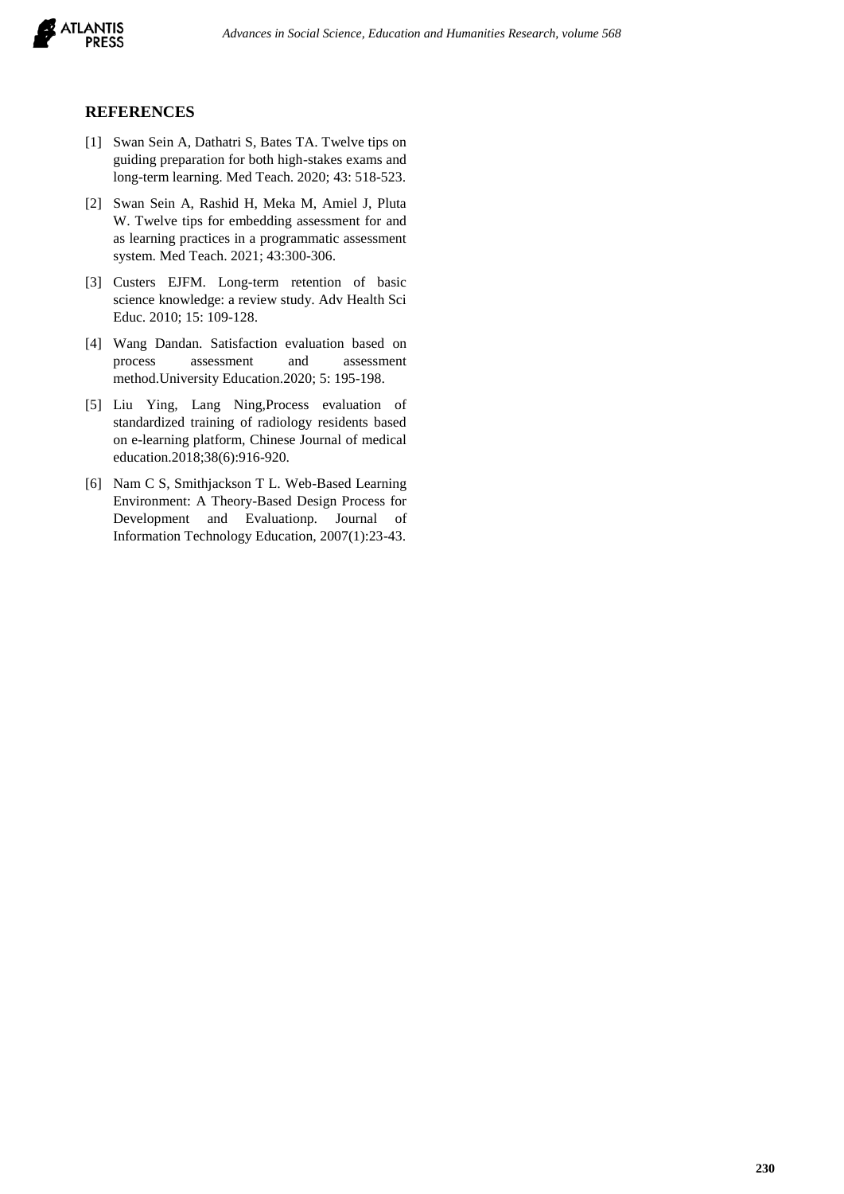## REFERENCES

[1] Swan Sein A, Dathatri S, Bates TA. Twelve tips on guiding preparation for both high-stakes exams and long-term learning. Med Teach. 2020; 43: 518-523.

[2] Swan Sein A, Rashid H, Meka M, Amiel J, Pluta W. Twelve tips for embedding assessment for and as learning practices in a programmatic assessment system. Med Teach. 2021; 43:300-306.

[3] Custers EJFM. Long-term retention of basic science knowledge: a review study. Adv Health Sci Educ. 2010; 15: 109-128.

[4] Wang Dandan. Satisfaction evaluation based on process assessment and assessment method.University Education.2020; 5: 195-198.

[5] Liu Ying, Lang Ning,Process evaluation of standardized training of radiology residents based on e-learning platform, Chinese Journal of medical education.2018;38(6):916-920.

[6] Nam C S, Smithjackson T L. Web-Based Learning Environment: A Theory-Based Design Process for Development and Evaluationp. Journal of Information Technology Education, 2007(1):23-43.